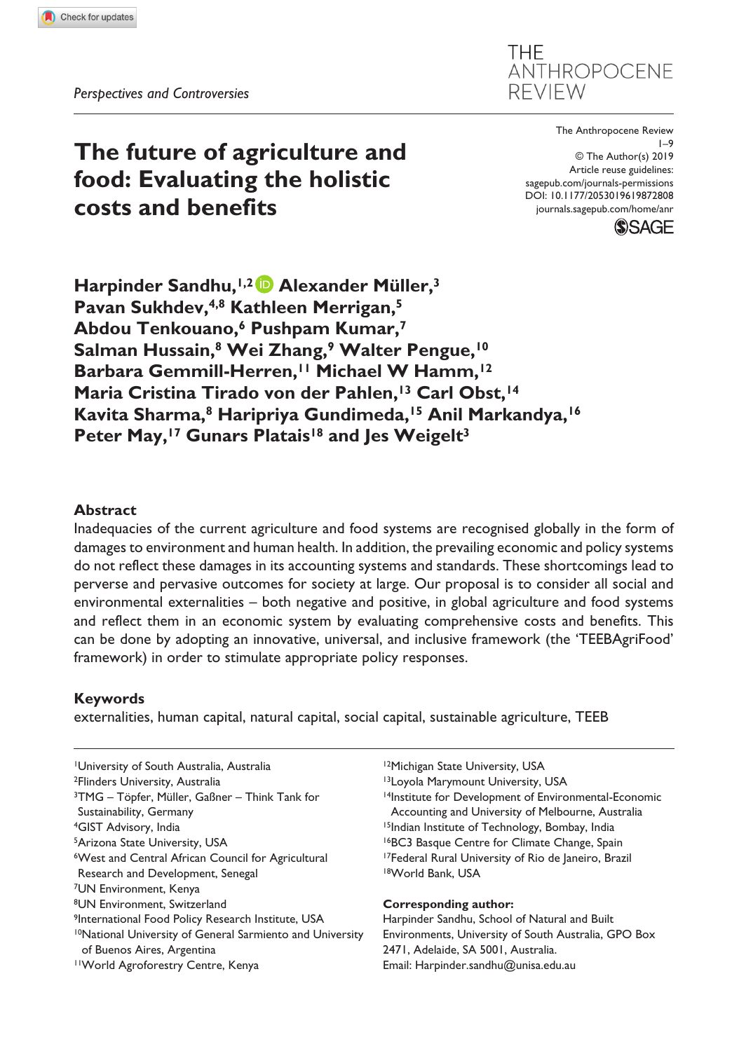*Perspectives and Controversies*

# The future of agriculture and food: Evaluating the holistic costs and benefits

The Anthropocene Review
1–9
© The Author(s) 2019
Article reuse guidelines: sagepub.com/journals-permissions
DOI: 10.1177/2053019619872808
journals.sagepub.com/home/anr

**Harpinder Sandhu,[1,2] Alexander Müller,[3] Pavan Sukhdev,[4,8] Kathleen Merrigan,[5] Abdou Tenkouano,[6] Pushpam Kumar,[7] Salman Hussain,[8] Wei Zhang,[9] Walter Pengue,[10] Barbara Gemmill-Herren,[11] Michael W Hamm,[12] Maria Cristina Tirado von der Pahlen,[13] Carl Obst,[14] Kavita Sharma,[8] Haripriya Gundimeda,[15] Anil Markandya,[16] Peter May,[17] Gunars Platais[18] and Jes Weigelt[3]**

## Abstract

Inadequacies of the current agriculture and food systems are recognised globally in the form of damages to environment and human health. In addition, the prevailing economic and policy systems do not reflect these damages in its accounting systems and standards. These shortcomings lead to perverse and pervasive outcomes for society at large. Our proposal is to consider all social and environmental externalities – both negative and positive, in global agriculture and food systems and reflect them in an economic system by evaluating comprehensive costs and benefits. This can be done by adopting an innovative, universal, and inclusive framework (the 'TEEBAgriFood' framework) in order to stimulate appropriate policy responses.

## Keywords

externalities, human capital, natural capital, social capital, sustainable agriculture, TEEB

[1]University of South Australia, Australia
[2]Flinders University, Australia
[3]TMG – Töpfer, Müller, Gaßner – Think Tank for Sustainability, Germany
[4]GIST Advisory, India
[5]Arizona State University, USA
[6]West and Central African Council for Agricultural Research and Development, Senegal
[7]UN Environment, Kenya
[8]UN Environment, Switzerland
[9]International Food Policy Research Institute, USA
[10]National University of General Sarmiento and University of Buenos Aires, Argentina
[11]World Agroforestry Centre, Kenya
[12]Michigan State University, USA
[13]Loyola Marymount University, USA
[14]Institute for Development of Environmental-Economic Accounting and University of Melbourne, Australia
[15]Indian Institute of Technology, Bombay, India
[16]BC3 Basque Centre for Climate Change, Spain
[17]Federal Rural University of Rio de Janeiro, Brazil
[18]World Bank, USA

**Corresponding author:**
Harpinder Sandhu, School of Natural and Built Environments, University of South Australia, GPO Box 2471, Adelaide, SA 5001, Australia.
Email: Harpinder.sandhu@unisa.edu.au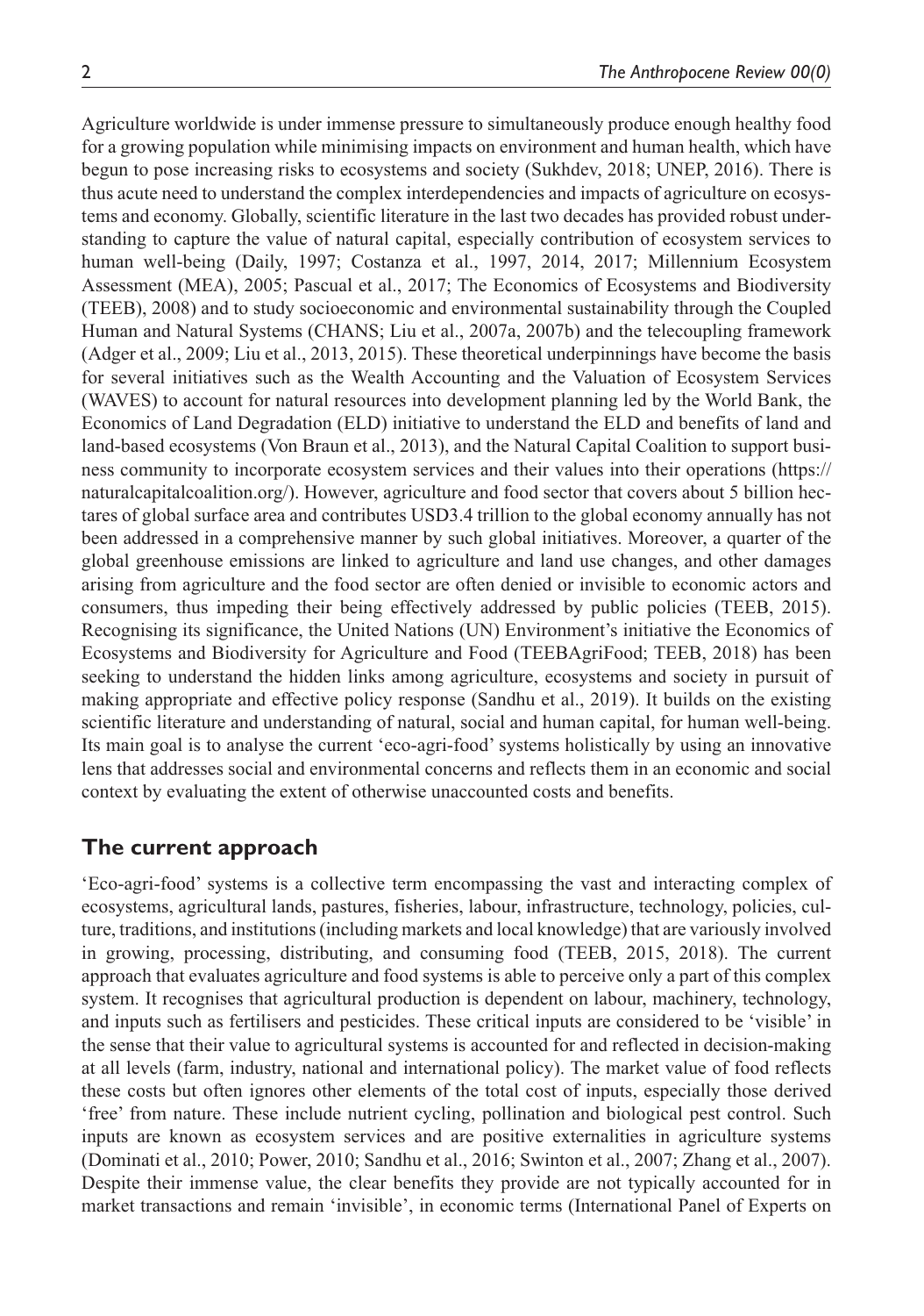Agriculture worldwide is under immense pressure to simultaneously produce enough healthy food for a growing population while minimising impacts on environment and human health, which have begun to pose increasing risks to ecosystems and society (Sukhdev, 2018; UNEP, 2016). There is thus acute need to understand the complex interdependencies and impacts of agriculture on ecosystems and economy. Globally, scientific literature in the last two decades has provided robust understanding to capture the value of natural capital, especially contribution of ecosystem services to human well-being (Daily, 1997; Costanza et al., 1997, 2014, 2017; Millennium Ecosystem Assessment (MEA), 2005; Pascual et al., 2017; The Economics of Ecosystems and Biodiversity (TEEB), 2008) and to study socioeconomic and environmental sustainability through the Coupled Human and Natural Systems (CHANS; Liu et al., 2007a, 2007b) and the telecoupling framework (Adger et al., 2009; Liu et al., 2013, 2015). These theoretical underpinnings have become the basis for several initiatives such as the Wealth Accounting and the Valuation of Ecosystem Services (WAVES) to account for natural resources into development planning led by the World Bank, the Economics of Land Degradation (ELD) initiative to understand the ELD and benefits of land and land-based ecosystems (Von Braun et al., 2013), and the Natural Capital Coalition to support business community to incorporate ecosystem services and their values into their operations (https://naturalcapitalcoalition.org/). However, agriculture and food sector that covers about 5 billion hectares of global surface area and contributes USD3.4 trillion to the global economy annually has not been addressed in a comprehensive manner by such global initiatives. Moreover, a quarter of the global greenhouse emissions are linked to agriculture and land use changes, and other damages arising from agriculture and the food sector are often denied or invisible to economic actors and consumers, thus impeding their being effectively addressed by public policies (TEEB, 2015). Recognising its significance, the United Nations (UN) Environment's initiative the Economics of Ecosystems and Biodiversity for Agriculture and Food (TEEBAgriFood; TEEB, 2018) has been seeking to understand the hidden links among agriculture, ecosystems and society in pursuit of making appropriate and effective policy response (Sandhu et al., 2019). It builds on the existing scientific literature and understanding of natural, social and human capital, for human well-being. Its main goal is to analyse the current 'eco-agri-food' systems holistically by using an innovative lens that addresses social and environmental concerns and reflects them in an economic and social context by evaluating the extent of otherwise unaccounted costs and benefits.

## The current approach

'Eco-agri-food' systems is a collective term encompassing the vast and interacting complex of ecosystems, agricultural lands, pastures, fisheries, labour, infrastructure, technology, policies, culture, traditions, and institutions (including markets and local knowledge) that are variously involved in growing, processing, distributing, and consuming food (TEEB, 2015, 2018). The current approach that evaluates agriculture and food systems is able to perceive only a part of this complex system. It recognises that agricultural production is dependent on labour, machinery, technology, and inputs such as fertilisers and pesticides. These critical inputs are considered to be 'visible' in the sense that their value to agricultural systems is accounted for and reflected in decision-making at all levels (farm, industry, national and international policy). The market value of food reflects these costs but often ignores other elements of the total cost of inputs, especially those derived 'free' from nature. These include nutrient cycling, pollination and biological pest control. Such inputs are known as ecosystem services and are positive externalities in agriculture systems (Dominati et al., 2010; Power, 2010; Sandhu et al., 2016; Swinton et al., 2007; Zhang et al., 2007). Despite their immense value, the clear benefits they provide are not typically accounted for in market transactions and remain 'invisible', in economic terms (International Panel of Experts on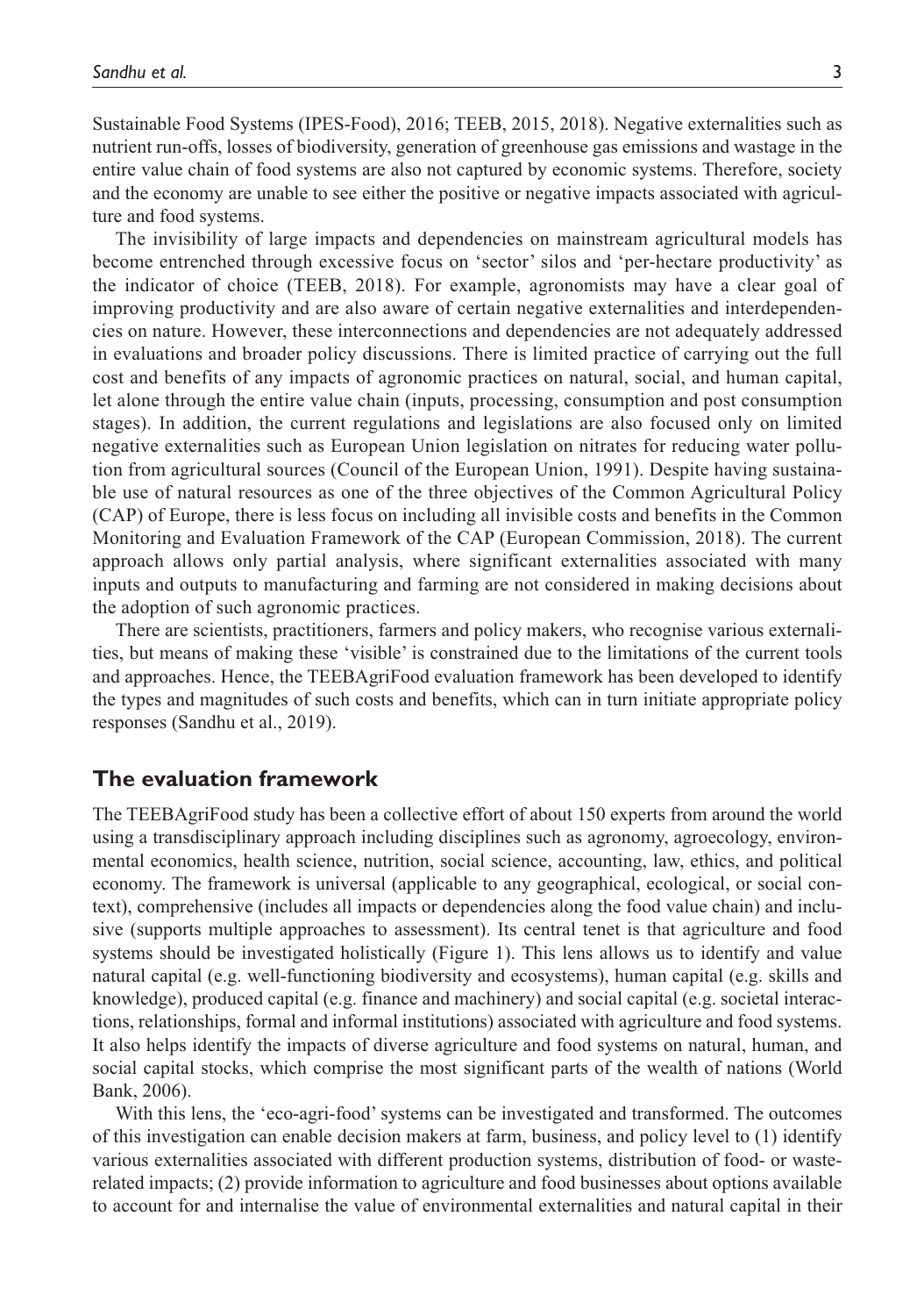Sustainable Food Systems (IPES-Food), 2016; TEEB, 2015, 2018). Negative externalities such as nutrient run-offs, losses of biodiversity, generation of greenhouse gas emissions and wastage in the entire value chain of food systems are also not captured by economic systems. Therefore, society and the economy are unable to see either the positive or negative impacts associated with agriculture and food systems.

The invisibility of large impacts and dependencies on mainstream agricultural models has become entrenched through excessive focus on 'sector' silos and 'per-hectare productivity' as the indicator of choice (TEEB, 2018). For example, agronomists may have a clear goal of improving productivity and are also aware of certain negative externalities and interdependencies on nature. However, these interconnections and dependencies are not adequately addressed in evaluations and broader policy discussions. There is limited practice of carrying out the full cost and benefits of any impacts of agronomic practices on natural, social, and human capital, let alone through the entire value chain (inputs, processing, consumption and post consumption stages). In addition, the current regulations and legislations are also focused only on limited negative externalities such as European Union legislation on nitrates for reducing water pollution from agricultural sources (Council of the European Union, 1991). Despite having sustainable use of natural resources as one of the three objectives of the Common Agricultural Policy (CAP) of Europe, there is less focus on including all invisible costs and benefits in the Common Monitoring and Evaluation Framework of the CAP (European Commission, 2018). The current approach allows only partial analysis, where significant externalities associated with many inputs and outputs to manufacturing and farming are not considered in making decisions about the adoption of such agronomic practices.

There are scientists, practitioners, farmers and policy makers, who recognise various externalities, but means of making these 'visible' is constrained due to the limitations of the current tools and approaches. Hence, the TEEBAgriFood evaluation framework has been developed to identify the types and magnitudes of such costs and benefits, which can in turn initiate appropriate policy responses (Sandhu et al., 2019).

## The evaluation framework

The TEEBAgriFood study has been a collective effort of about 150 experts from around the world using a transdisciplinary approach including disciplines such as agronomy, agroecology, environmental economics, health science, nutrition, social science, accounting, law, ethics, and political economy. The framework is universal (applicable to any geographical, ecological, or social context), comprehensive (includes all impacts or dependencies along the food value chain) and inclusive (supports multiple approaches to assessment). Its central tenet is that agriculture and food systems should be investigated holistically (Figure 1). This lens allows us to identify and value natural capital (e.g. well-functioning biodiversity and ecosystems), human capital (e.g. skills and knowledge), produced capital (e.g. finance and machinery) and social capital (e.g. societal interactions, relationships, formal and informal institutions) associated with agriculture and food systems. It also helps identify the impacts of diverse agriculture and food systems on natural, human, and social capital stocks, which comprise the most significant parts of the wealth of nations (World Bank, 2006).

With this lens, the 'eco-agri-food' systems can be investigated and transformed. The outcomes of this investigation can enable decision makers at farm, business, and policy level to (1) identify various externalities associated with different production systems, distribution of food- or waste-related impacts; (2) provide information to agriculture and food businesses about options available to account for and internalise the value of environmental externalities and natural capital in their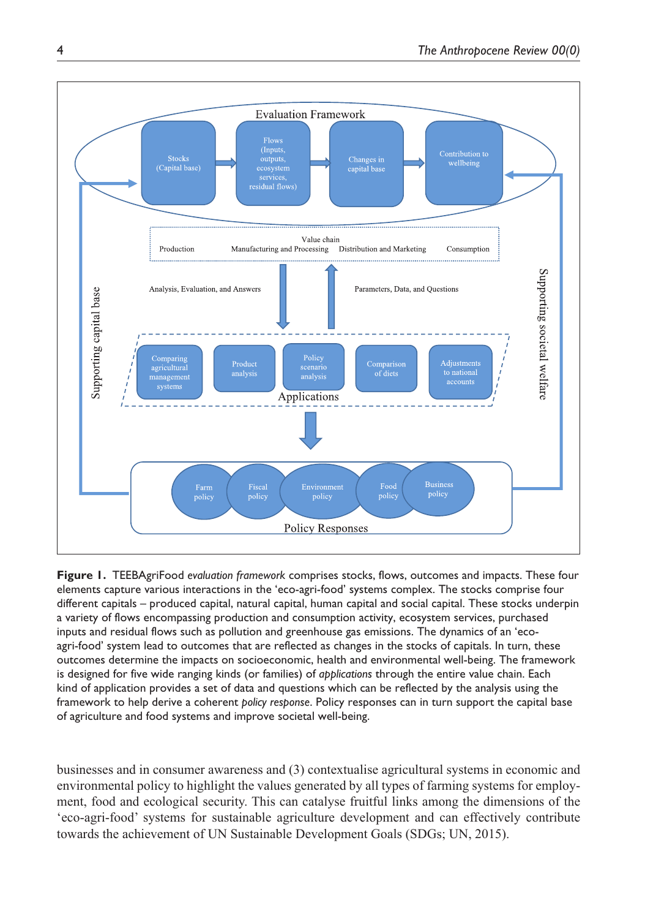Evaluation Framework

Stocks (Capital base) → Flows (Inputs, outputs, ecosystem services, residual flows) → Changes in capital base → Contribution to wellbeing

Value chain

Production | Manufacturing and Processing | Distribution and Marketing | Consumption

Analysis, Evaluation, and Answers

Parameters, Data, and Questions

Supporting capital base

Supporting societal welfare

Comparing agricultural management systems | Product analysis | Policy scenario analysis | Comparison of diets | Adjustments to national accounts

Applications

Farm policy | Fiscal policy | Environment policy | Food policy | Business policy

Policy Responses

**Figure 1.** TEEBAgriFood *evaluation framework* comprises stocks, flows, outcomes and impacts. These four elements capture various interactions in the 'eco-agri-food' systems complex. The stocks comprise four different capitals – produced capital, natural capital, human capital and social capital. These stocks underpin a variety of flows encompassing production and consumption activity, ecosystem services, purchased inputs and residual flows such as pollution and greenhouse gas emissions. The dynamics of an 'eco-agri-food' system lead to outcomes that are reflected as changes in the stocks of capitals. In turn, these outcomes determine the impacts on socioeconomic, health and environmental well-being. The framework is designed for five wide ranging kinds (or families) of *applications* through the entire value chain. Each kind of application provides a set of data and questions which can be reflected by the analysis using the framework to help derive a coherent *policy response*. Policy responses can in turn support the capital base of agriculture and food systems and improve societal well-being.

businesses and in consumer awareness and (3) contextualise agricultural systems in economic and environmental policy to highlight the values generated by all types of farming systems for employment, food and ecological security. This can catalyse fruitful links among the dimensions of the 'eco-agri-food' systems for sustainable agriculture development and can effectively contribute towards the achievement of UN Sustainable Development Goals (SDGs; UN, 2015).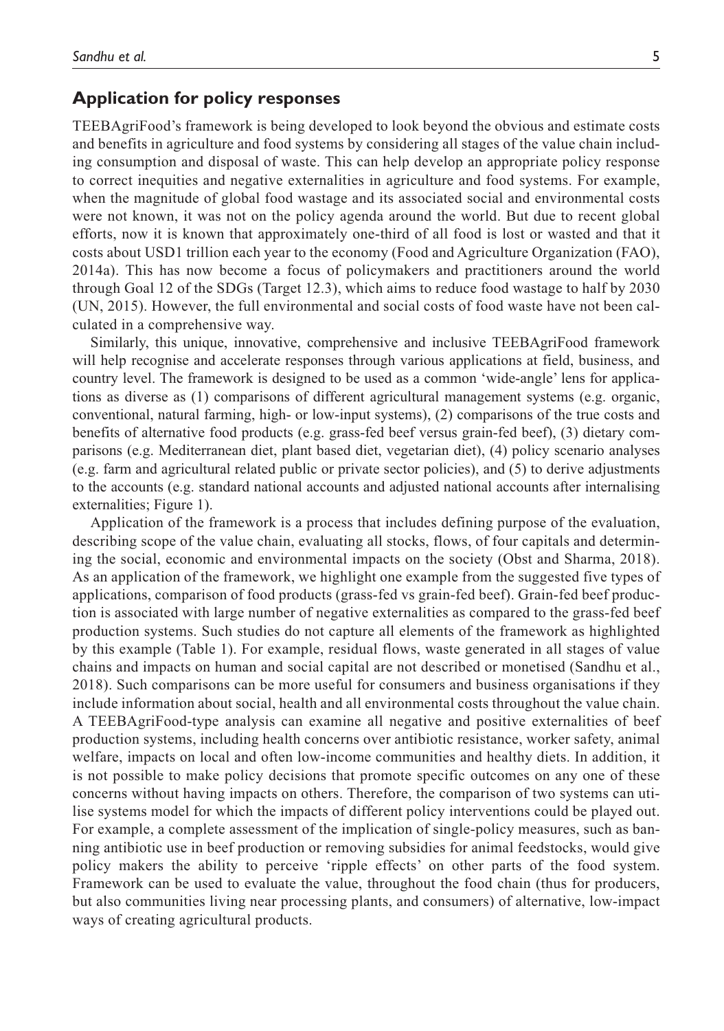## Application for policy responses

TEEBAgriFood's framework is being developed to look beyond the obvious and estimate costs and benefits in agriculture and food systems by considering all stages of the value chain including consumption and disposal of waste. This can help develop an appropriate policy response to correct inequities and negative externalities in agriculture and food systems. For example, when the magnitude of global food wastage and its associated social and environmental costs were not known, it was not on the policy agenda around the world. But due to recent global efforts, now it is known that approximately one-third of all food is lost or wasted and that it costs about USD1 trillion each year to the economy (Food and Agriculture Organization (FAO), 2014a). This has now become a focus of policymakers and practitioners around the world through Goal 12 of the SDGs (Target 12.3), which aims to reduce food wastage to half by 2030 (UN, 2015). However, the full environmental and social costs of food waste have not been calculated in a comprehensive way.

Similarly, this unique, innovative, comprehensive and inclusive TEEBAgriFood framework will help recognise and accelerate responses through various applications at field, business, and country level. The framework is designed to be used as a common 'wide-angle' lens for applications as diverse as (1) comparisons of different agricultural management systems (e.g. organic, conventional, natural farming, high- or low-input systems), (2) comparisons of the true costs and benefits of alternative food products (e.g. grass-fed beef versus grain-fed beef), (3) dietary comparisons (e.g. Mediterranean diet, plant based diet, vegetarian diet), (4) policy scenario analyses (e.g. farm and agricultural related public or private sector policies), and (5) to derive adjustments to the accounts (e.g. standard national accounts and adjusted national accounts after internalising externalities; Figure 1).

Application of the framework is a process that includes defining purpose of the evaluation, describing scope of the value chain, evaluating all stocks, flows, of four capitals and determining the social, economic and environmental impacts on the society (Obst and Sharma, 2018). As an application of the framework, we highlight one example from the suggested five types of applications, comparison of food products (grass-fed vs grain-fed beef). Grain-fed beef production is associated with large number of negative externalities as compared to the grass-fed beef production systems. Such studies do not capture all elements of the framework as highlighted by this example (Table 1). For example, residual flows, waste generated in all stages of value chains and impacts on human and social capital are not described or monetised (Sandhu et al., 2018). Such comparisons can be more useful for consumers and business organisations if they include information about social, health and all environmental costs throughout the value chain. A TEEBAgriFood-type analysis can examine all negative and positive externalities of beef production systems, including health concerns over antibiotic resistance, worker safety, animal welfare, impacts on local and often low-income communities and healthy diets. In addition, it is not possible to make policy decisions that promote specific outcomes on any one of these concerns without having impacts on others. Therefore, the comparison of two systems can utilise systems model for which the impacts of different policy interventions could be played out. For example, a complete assessment of the implication of single-policy measures, such as banning antibiotic use in beef production or removing subsidies for animal feedstocks, would give policy makers the ability to perceive 'ripple effects' on other parts of the food system. Framework can be used to evaluate the value, throughout the food chain (thus for producers, but also communities living near processing plants, and consumers) of alternative, low-impact ways of creating agricultural products.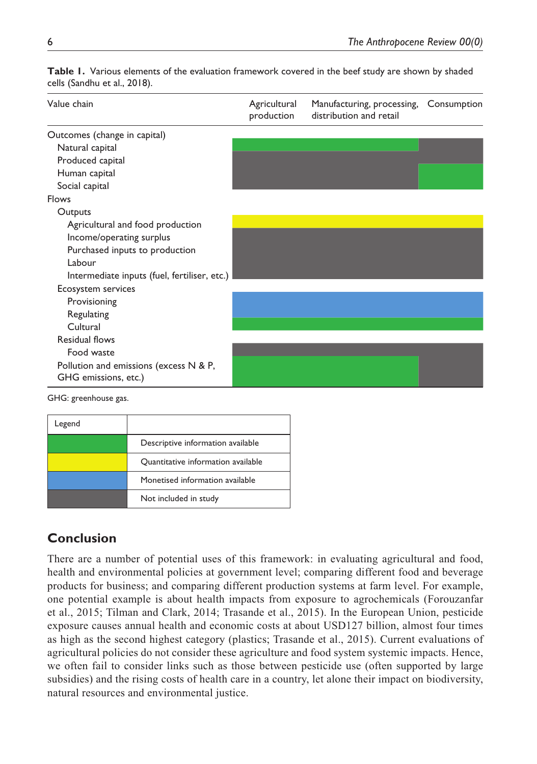**Table 1.** Various elements of the evaluation framework covered in the beef study are shown by shaded cells (Sandhu et al., 2018).

| Value chain | Agricultural production | Manufacturing, processing, distribution and retail | Consumption |
|---|---|---|---|
| Outcomes (change in capital) | | | |
| Natural capital | Descriptive information available | Descriptive information available | Not included in study |
| Produced capital | Not included in study | Not included in study | Not included in study |
| Human capital | Not included in study | Not included in study | Descriptive information available |
| Social capital | Not included in study | Not included in study | Descriptive information available |
| Flows | | | |
| Outputs | | | |
| Agricultural and food production | Quantitative information available | Quantitative information available | Quantitative information available |
| Income/operating surplus | Not included in study | Not included in study | Not included in study |
| Purchased inputs to production | Not included in study | Not included in study | Not included in study |
| Labour | Not included in study | Not included in study | Not included in study |
| Intermediate inputs (fuel, fertiliser, etc.) | Not included in study | Not included in study | Not included in study |
| Ecosystem services | | | |
| Provisioning | Monetised information available | Monetised information available | Monetised information available |
| Regulating | Monetised information available | Monetised information available | Monetised information available |
| Cultural | Descriptive information available | Descriptive information available | Descriptive information available |
| Residual flows | | | |
| Food waste | Not included in study | Not included in study | Not included in study |
| Pollution and emissions (excess N & P, GHG emissions, etc.) | Descriptive information available | Descriptive information available | Not included in study |

GHG: greenhouse gas.

| Legend | |
|---|---|
| Green | Descriptive information available |
| Yellow | Quantitative information available |
| Blue | Monetised information available |
| Grey | Not included in study |

## Conclusion

There are a number of potential uses of this framework: in evaluating agricultural and food, health and environmental policies at government level; comparing different food and beverage products for business; and comparing different production systems at farm level. For example, one potential example is about health impacts from exposure to agrochemicals (Forouzanfar et al., 2015; Tilman and Clark, 2014; Trasande et al., 2015). In the European Union, pesticide exposure causes annual health and economic costs at about USD127 billion, almost four times as high as the second highest category (plastics; Trasande et al., 2015). Current evaluations of agricultural policies do not consider these agriculture and food system systemic impacts. Hence, we often fail to consider links such as those between pesticide use (often supported by large subsidies) and the rising costs of health care in a country, let alone their impact on biodiversity, natural resources and environmental justice.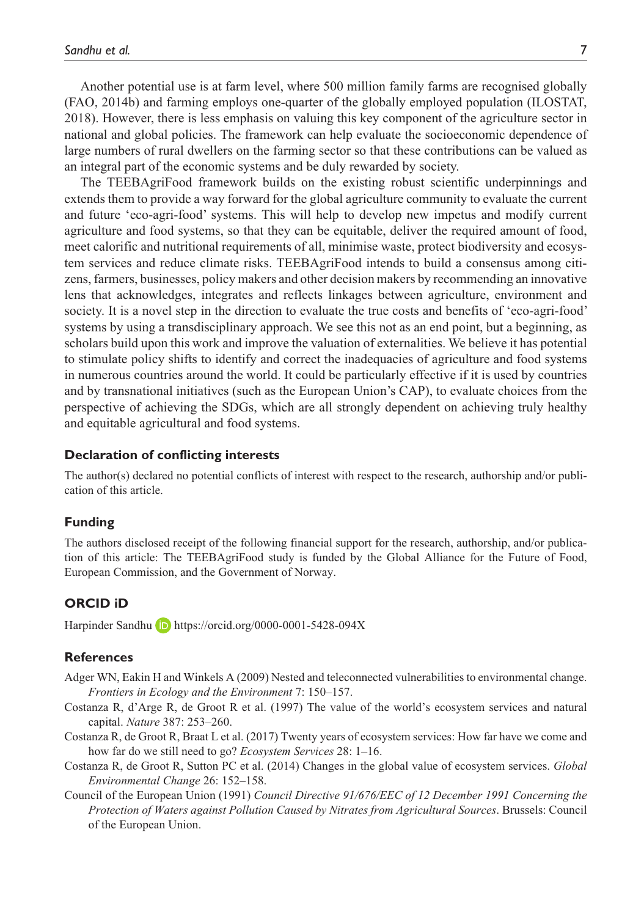Another potential use is at farm level, where 500 million family farms are recognised globally (FAO, 2014b) and farming employs one-quarter of the globally employed population (ILOSTAT, 2018). However, there is less emphasis on valuing this key component of the agriculture sector in national and global policies. The framework can help evaluate the socioeconomic dependence of large numbers of rural dwellers on the farming sector so that these contributions can be valued as an integral part of the economic systems and be duly rewarded by society.

The TEEBAgriFood framework builds on the existing robust scientific underpinnings and extends them to provide a way forward for the global agriculture community to evaluate the current and future 'eco-agri-food' systems. This will help to develop new impetus and modify current agriculture and food systems, so that they can be equitable, deliver the required amount of food, meet calorific and nutritional requirements of all, minimise waste, protect biodiversity and ecosystem services and reduce climate risks. TEEBAgriFood intends to build a consensus among citizens, farmers, businesses, policy makers and other decision makers by recommending an innovative lens that acknowledges, integrates and reflects linkages between agriculture, environment and society. It is a novel step in the direction to evaluate the true costs and benefits of 'eco-agri-food' systems by using a transdisciplinary approach. We see this not as an end point, but a beginning, as scholars build upon this work and improve the valuation of externalities. We believe it has potential to stimulate policy shifts to identify and correct the inadequacies of agriculture and food systems in numerous countries around the world. It could be particularly effective if it is used by countries and by transnational initiatives (such as the European Union's CAP), to evaluate choices from the perspective of achieving the SDGs, which are all strongly dependent on achieving truly healthy and equitable agricultural and food systems.

## Declaration of conflicting interests

The author(s) declared no potential conflicts of interest with respect to the research, authorship and/or publication of this article.

## Funding

The authors disclosed receipt of the following financial support for the research, authorship, and/or publication of this article: The TEEBAgriFood study is funded by the Global Alliance for the Future of Food, European Commission, and the Government of Norway.

## ORCID iD

Harpinder Sandhu https://orcid.org/0000-0001-5428-094X

## References

Adger WN, Eakin H and Winkels A (2009) Nested and teleconnected vulnerabilities to environmental change. *Frontiers in Ecology and the Environment* 7: 150–157.

Costanza R, d'Arge R, de Groot R et al. (1997) The value of the world's ecosystem services and natural capital. *Nature* 387: 253–260.

Costanza R, de Groot R, Braat L et al. (2017) Twenty years of ecosystem services: How far have we come and how far do we still need to go? *Ecosystem Services* 28: 1–16.

Costanza R, de Groot R, Sutton PC et al. (2014) Changes in the global value of ecosystem services. *Global Environmental Change* 26: 152–158.

Council of the European Union (1991) *Council Directive 91/676/EEC of 12 December 1991 Concerning the Protection of Waters against Pollution Caused by Nitrates from Agricultural Sources*. Brussels: Council of the European Union.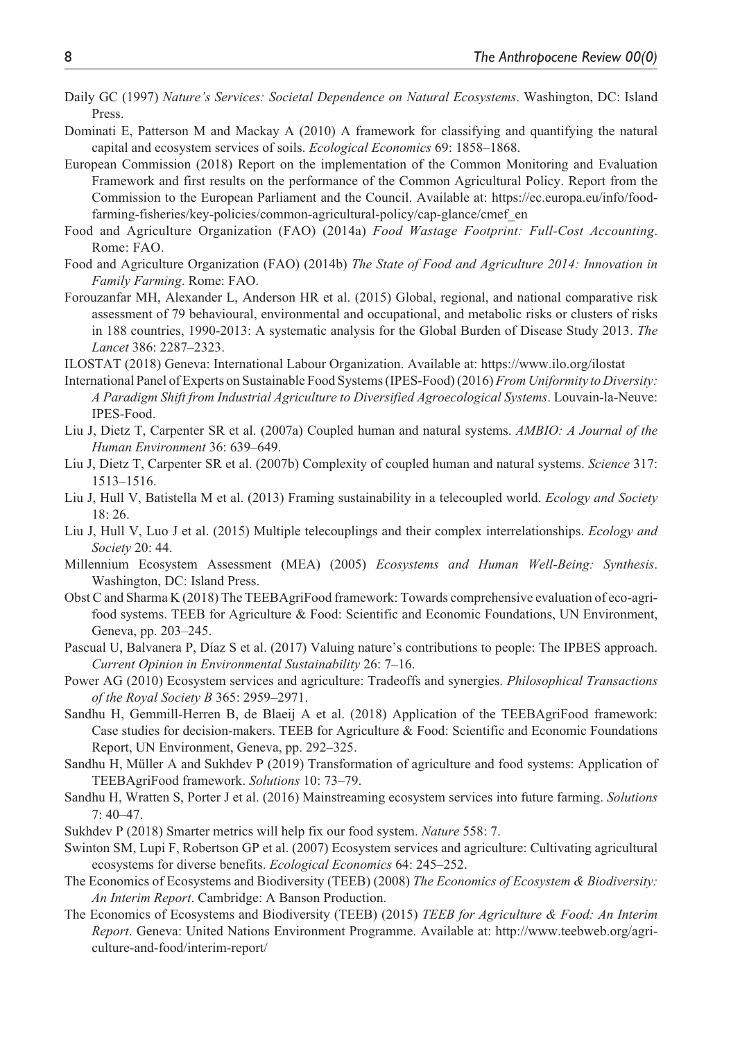Daily GC (1997) *Nature's Services: Societal Dependence on Natural Ecosystems*. Washington, DC: Island Press.

Dominati E, Patterson M and Mackay A (2010) A framework for classifying and quantifying the natural capital and ecosystem services of soils. *Ecological Economics* 69: 1858–1868.

European Commission (2018) Report on the implementation of the Common Monitoring and Evaluation Framework and first results on the performance of the Common Agricultural Policy. Report from the Commission to the European Parliament and the Council. Available at: https://ec.europa.eu/info/food-farming-fisheries/key-policies/common-agricultural-policy/cap-glance/cmef_en

Food and Agriculture Organization (FAO) (2014a) *Food Wastage Footprint: Full-Cost Accounting*. Rome: FAO.

Food and Agriculture Organization (FAO) (2014b) *The State of Food and Agriculture 2014: Innovation in Family Farming*. Rome: FAO.

Forouzanfar MH, Alexander L, Anderson HR et al. (2015) Global, regional, and national comparative risk assessment of 79 behavioural, environmental and occupational, and metabolic risks or clusters of risks in 188 countries, 1990-2013: A systematic analysis for the Global Burden of Disease Study 2013. *The Lancet* 386: 2287–2323.

ILOSTAT (2018) Geneva: International Labour Organization. Available at: https://www.ilo.org/ilostat

International Panel of Experts on Sustainable Food Systems (IPES-Food) (2016) *From Uniformity to Diversity: A Paradigm Shift from Industrial Agriculture to Diversified Agroecological Systems*. Louvain-la-Neuve: IPES-Food.

Liu J, Dietz T, Carpenter SR et al. (2007a) Coupled human and natural systems. *AMBIO: A Journal of the Human Environment* 36: 639–649.

Liu J, Dietz T, Carpenter SR et al. (2007b) Complexity of coupled human and natural systems. *Science* 317: 1513–1516.

Liu J, Hull V, Batistella M et al. (2013) Framing sustainability in a telecoupled world. *Ecology and Society* 18: 26.

Liu J, Hull V, Luo J et al. (2015) Multiple telecouplings and their complex interrelationships. *Ecology and Society* 20: 44.

Millennium Ecosystem Assessment (MEA) (2005) *Ecosystems and Human Well-Being: Synthesis*. Washington, DC: Island Press.

Obst C and Sharma K (2018) The TEEBAgriFood framework: Towards comprehensive evaluation of eco-agri-food systems. TEEB for Agriculture & Food: Scientific and Economic Foundations, UN Environment, Geneva, pp. 203–245.

Pascual U, Balvanera P, Díaz S et al. (2017) Valuing nature's contributions to people: The IPBES approach. *Current Opinion in Environmental Sustainability* 26: 7–16.

Power AG (2010) Ecosystem services and agriculture: Tradeoffs and synergies. *Philosophical Transactions of the Royal Society B* 365: 2959–2971.

Sandhu H, Gemmill-Herren B, de Blaeij A et al. (2018) Application of the TEEBAgriFood framework: Case studies for decision-makers. TEEB for Agriculture & Food: Scientific and Economic Foundations Report, UN Environment, Geneva, pp. 292–325.

Sandhu H, Müller A and Sukhdev P (2019) Transformation of agriculture and food systems: Application of TEEBAgriFood framework. *Solutions* 10: 73–79.

Sandhu H, Wratten S, Porter J et al. (2016) Mainstreaming ecosystem services into future farming. *Solutions* 7: 40–47.

Sukhdev P (2018) Smarter metrics will help fix our food system. *Nature* 558: 7.

Swinton SM, Lupi F, Robertson GP et al. (2007) Ecosystem services and agriculture: Cultivating agricultural ecosystems for diverse benefits. *Ecological Economics* 64: 245–252.

The Economics of Ecosystems and Biodiversity (TEEB) (2008) *The Economics of Ecosystem & Biodiversity: An Interim Report*. Cambridge: A Banson Production.

The Economics of Ecosystems and Biodiversity (TEEB) (2015) *TEEB for Agriculture & Food: An Interim Report*. Geneva: United Nations Environment Programme. Available at: http://www.teebweb.org/agriculture-and-food/interim-report/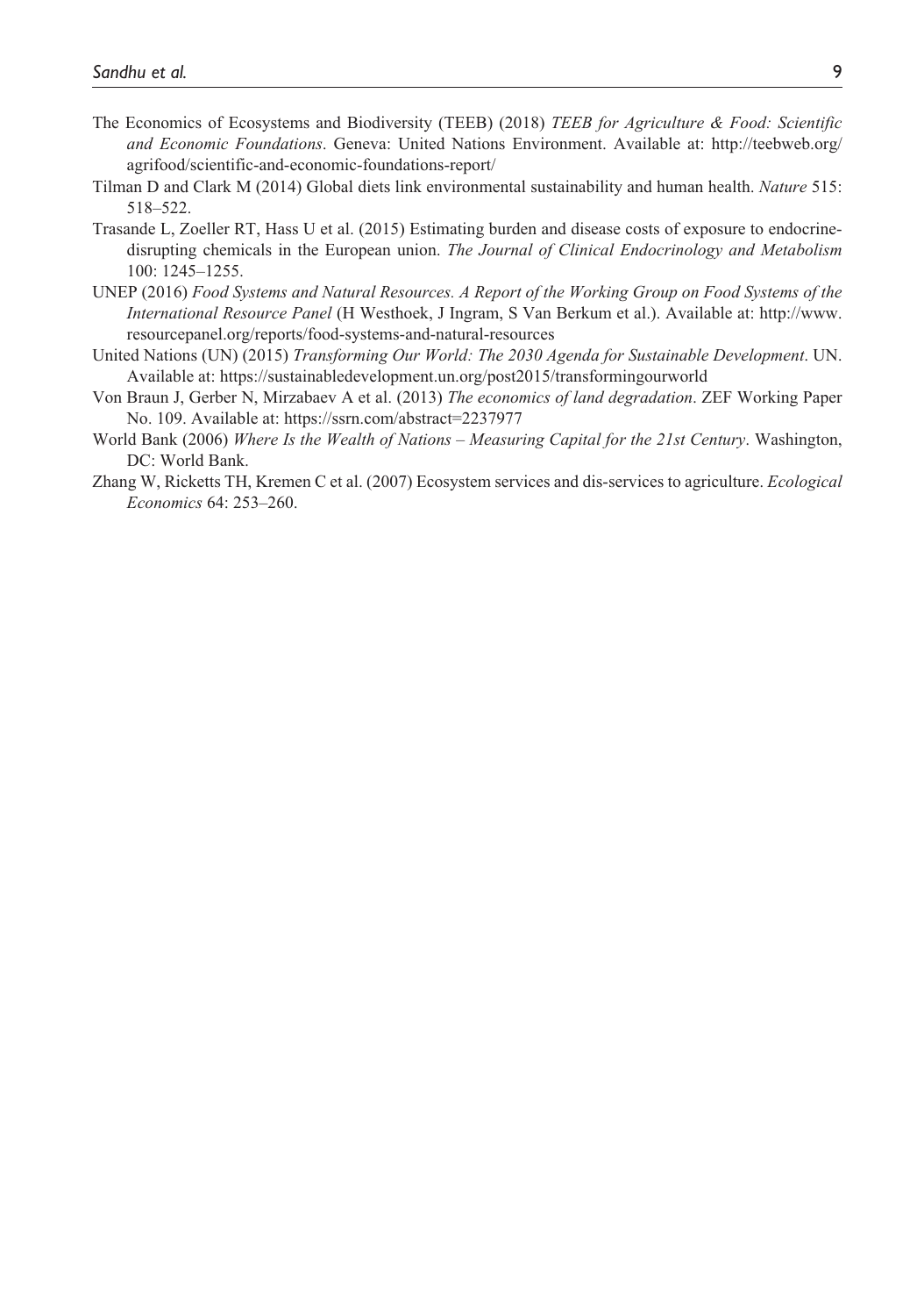The Economics of Ecosystems and Biodiversity (TEEB) (2018) *TEEB for Agriculture & Food: Scientific and Economic Foundations*. Geneva: United Nations Environment. Available at: http://teebweb.org/agrifood/scientific-and-economic-foundations-report/

Tilman D and Clark M (2014) Global diets link environmental sustainability and human health. *Nature* 515: 518–522.

Trasande L, Zoeller RT, Hass U et al. (2015) Estimating burden and disease costs of exposure to endocrine-disrupting chemicals in the European union. *The Journal of Clinical Endocrinology and Metabolism* 100: 1245–1255.

UNEP (2016) *Food Systems and Natural Resources. A Report of the Working Group on Food Systems of the International Resource Panel* (H Westhoek, J Ingram, S Van Berkum et al.). Available at: http://www.resourcepanel.org/reports/food-systems-and-natural-resources

United Nations (UN) (2015) *Transforming Our World: The 2030 Agenda for Sustainable Development*. UN. Available at: https://sustainabledevelopment.un.org/post2015/transformingourworld

Von Braun J, Gerber N, Mirzabaev A et al. (2013) *The economics of land degradation*. ZEF Working Paper No. 109. Available at: https://ssrn.com/abstract=2237977

World Bank (2006) *Where Is the Wealth of Nations – Measuring Capital for the 21st Century*. Washington, DC: World Bank.

Zhang W, Ricketts TH, Kremen C et al. (2007) Ecosystem services and dis-services to agriculture. *Ecological Economics* 64: 253–260.